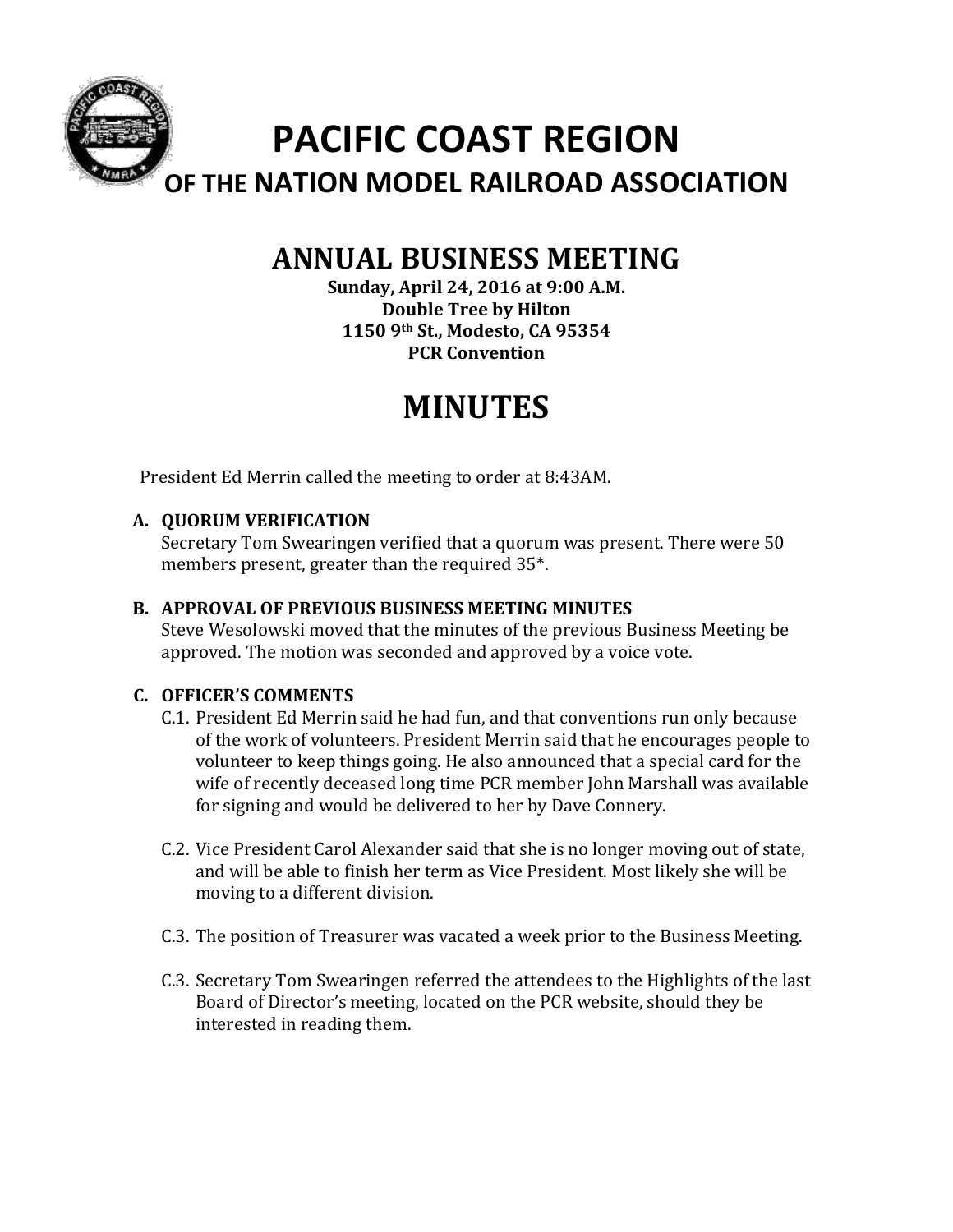# PACIFIC COAST REGION

## OF THE NATION MODEL RAILROAD ASSOCIATION

## ANNUAL BUSINESS MEETING

**Sunday, April 24, 2016 at 9:00 A.M.**
**Double Tree by Hilton**
**1150 9th St., Modesto, CA 95354**
**PCR Convention**

# MINUTES

President Ed Merrin called the meeting to order at 8:43AM.

**A. QUORUM VERIFICATION**
Secretary Tom Swearingen verified that a quorum was present. There were 50 members present, greater than the required 35*.

**B. APPROVAL OF PREVIOUS BUSINESS MEETING MINUTES**
Steve Wesolowski moved that the minutes of the previous Business Meeting be approved. The motion was seconded and approved by a voice vote.

**C. OFFICER'S COMMENTS**

C.1. President Ed Merrin said he had fun, and that conventions run only because of the work of volunteers. President Merrin said that he encourages people to volunteer to keep things going. He also announced that a special card for the wife of recently deceased long time PCR member John Marshall was available for signing and would be delivered to her by Dave Connery.

C.2. Vice President Carol Alexander said that she is no longer moving out of state, and will be able to finish her term as Vice President. Most likely she will be moving to a different division.

C.3. The position of Treasurer was vacated a week prior to the Business Meeting.

C.3. Secretary Tom Swearingen referred the attendees to the Highlights of the last Board of Director's meeting, located on the PCR website, should they be interested in reading them.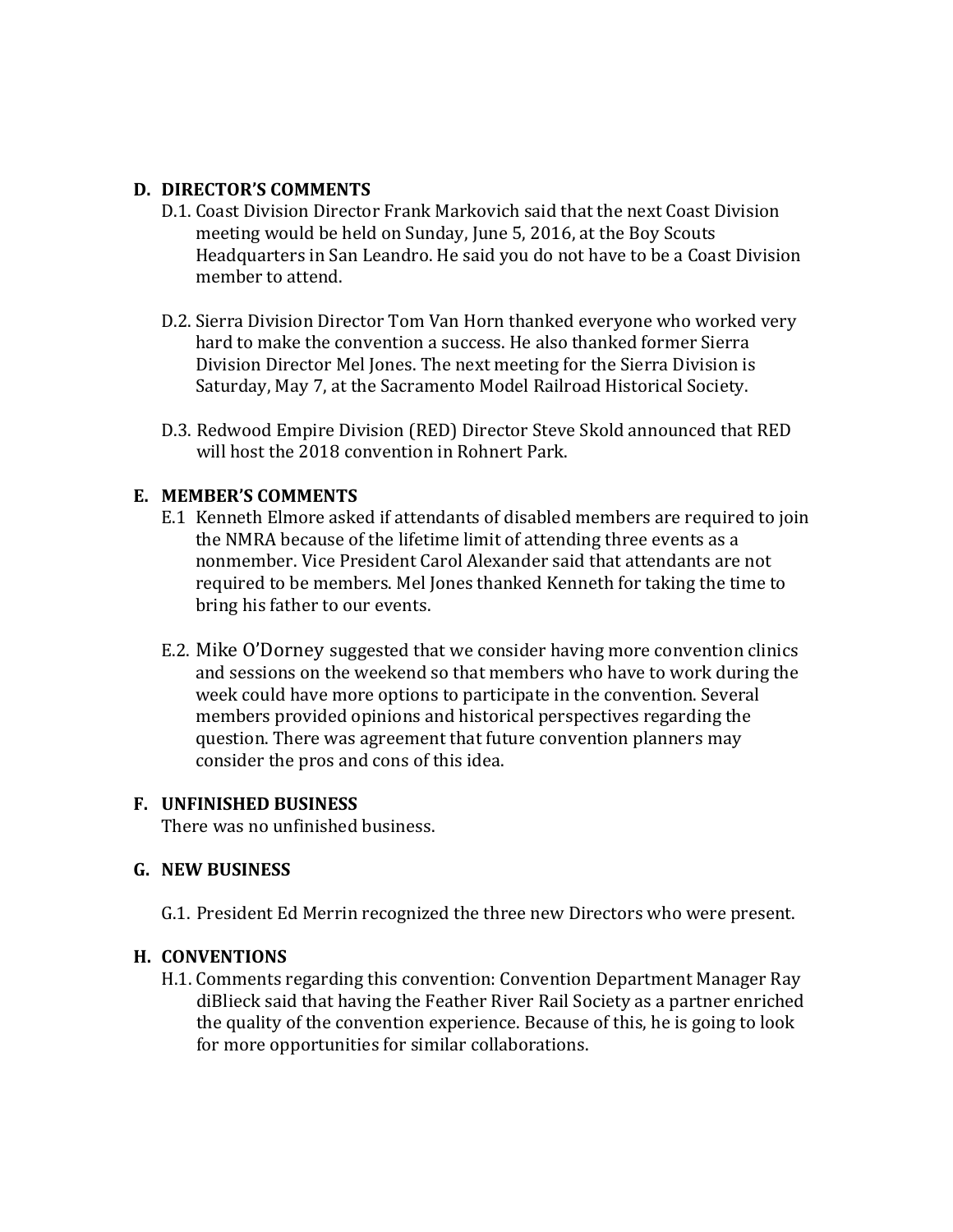## D. DIRECTOR'S COMMENTS

D.1. Coast Division Director Frank Markovich said that the next Coast Division meeting would be held on Sunday, June 5, 2016, at the Boy Scouts Headquarters in San Leandro. He said you do not have to be a Coast Division member to attend.

D.2. Sierra Division Director Tom Van Horn thanked everyone who worked very hard to make the convention a success. He also thanked former Sierra Division Director Mel Jones. The next meeting for the Sierra Division is Saturday, May 7, at the Sacramento Model Railroad Historical Society.

D.3. Redwood Empire Division (RED) Director Steve Skold announced that RED will host the 2018 convention in Rohnert Park.

## E. MEMBER'S COMMENTS

E.1 Kenneth Elmore asked if attendants of disabled members are required to join the NMRA because of the lifetime limit of attending three events as a nonmember. Vice President Carol Alexander said that attendants are not required to be members. Mel Jones thanked Kenneth for taking the time to bring his father to our events.

E.2. Mike O'Dorney suggested that we consider having more convention clinics and sessions on the weekend so that members who have to work during the week could have more options to participate in the convention. Several members provided opinions and historical perspectives regarding the question. There was agreement that future convention planners may consider the pros and cons of this idea.

## F. UNFINISHED BUSINESS

There was no unfinished business.

## G. NEW BUSINESS

G.1. President Ed Merrin recognized the three new Directors who were present.

## H. CONVENTIONS

H.1. Comments regarding this convention: Convention Department Manager Ray diBlieck said that having the Feather River Rail Society as a partner enriched the quality of the convention experience. Because of this, he is going to look for more opportunities for similar collaborations.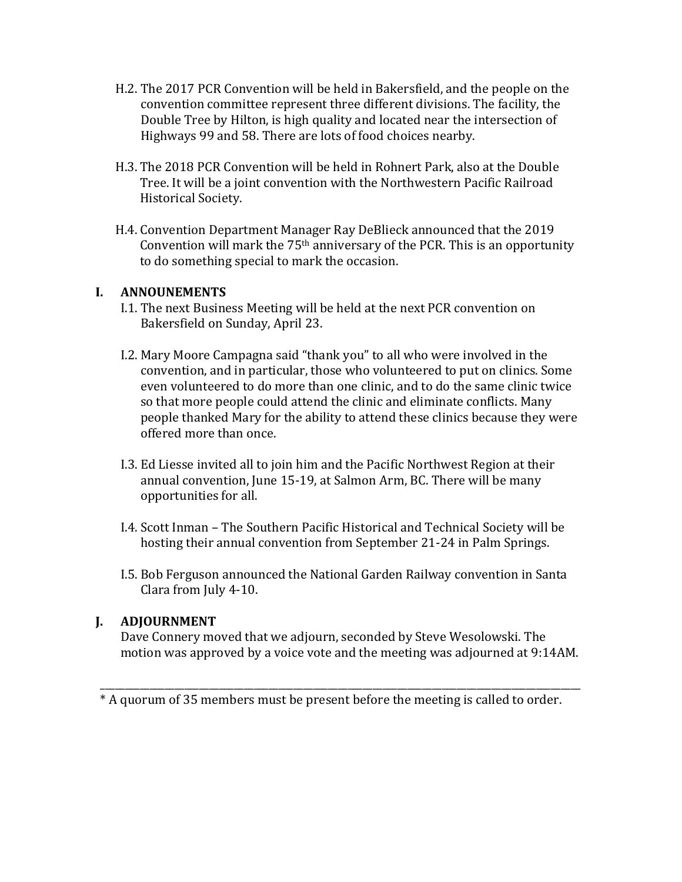H.2. The 2017 PCR Convention will be held in Bakersfield, and the people on the convention committee represent three different divisions. The facility, the Double Tree by Hilton, is high quality and located near the intersection of Highways 99 and 58. There are lots of food choices nearby.

H.3. The 2018 PCR Convention will be held in Rohnert Park, also at the Double Tree. It will be a joint convention with the Northwestern Pacific Railroad Historical Society.

H.4. Convention Department Manager Ray DeBlieck announced that the 2019 Convention will mark the 75th anniversary of the PCR. This is an opportunity to do something special to mark the occasion.

## I. ANNOUNEMENTS

I.1. The next Business Meeting will be held at the next PCR convention on Bakersfield on Sunday, April 23.

I.2. Mary Moore Campagna said "thank you" to all who were involved in the convention, and in particular, those who volunteered to put on clinics. Some even volunteered to do more than one clinic, and to do the same clinic twice so that more people could attend the clinic and eliminate conflicts. Many people thanked Mary for the ability to attend these clinics because they were offered more than once.

I.3. Ed Liesse invited all to join him and the Pacific Northwest Region at their annual convention, June 15-19, at Salmon Arm, BC. There will be many opportunities for all.

I.4. Scott Inman – The Southern Pacific Historical and Technical Society will be hosting their annual convention from September 21-24 in Palm Springs.

I.5. Bob Ferguson announced the National Garden Railway convention in Santa Clara from July 4-10.

## J. ADJOURNMENT

Dave Connery moved that we adjourn, seconded by Steve Wesolowski. The motion was approved by a voice vote and the meeting was adjourned at 9:14AM.

---

* A quorum of 35 members must be present before the meeting is called to order.